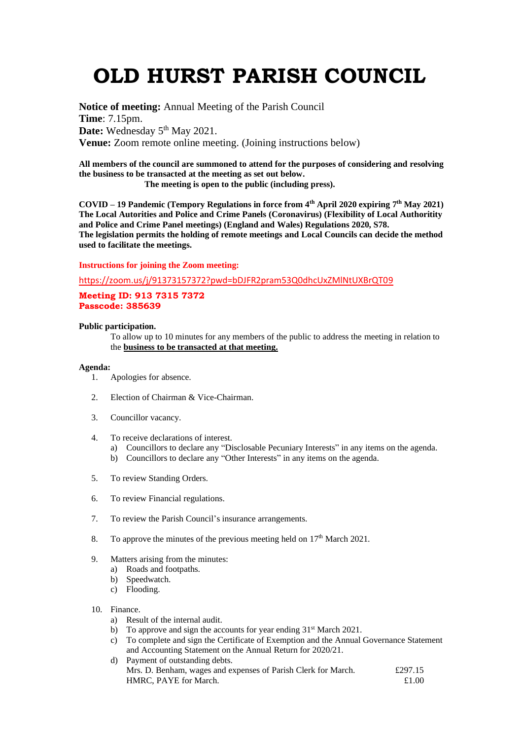# OLD HURST PARISH COUNCIL

**Notice of meeting:** Annual Meeting of the Parish Council
**Time**: 7.15pm.
**Date:** Wednesday 5th May 2021.
**Venue:** Zoom remote online meeting. (Joining instructions below)

**All members of the council are summoned to attend for the purposes of considering and resolving the business to be transacted at the meeting as set out below.**
**The meeting is open to the public (including press).**

**COVID – 19 Pandemic (Tempory Regulations in force from 4th April 2020 expiring 7th May 2021) The Local Autorities and Police and Crime Panels (Coronavirus) (Flexibility of Local Authority and Police and Crime Panel meetings) (England and Wales) Regulations 2020, S78.**
**The legislation permits the holding of remote meetings and Local Councils can decide the method used to facilitate the meetings.**

**Instructions for joining the Zoom meeting:**

https://zoom.us/j/91373157372?pwd=bDJFR2pram53Q0dhcUxZMlNtUXBrQT09

**Meeting ID: 913 7315 7372**
**Passcode: 385639**

**Public participation.**

To allow up to 10 minutes for any members of the public to address the meeting in relation to the **business to be transacted at that meeting.**

**Agenda:**

1. Apologies for absence.

2. Election of Chairman & Vice-Chairman.

3. Councillor vacancy.

4. To receive declarations of interest.
   a) Councillors to declare any "Disclosable Pecuniary Interests" in any items on the agenda.
   b) Councillors to declare any "Other Interests" in any items on the agenda.

5. To review Standing Orders.

6. To review Financial regulations.

7. To review the Parish Council's insurance arrangements.

8. To approve the minutes of the previous meeting held on 17th March 2021.

9. Matters arising from the minutes:
   a) Roads and footpaths.
   b) Speedwatch.
   c) Flooding.

10. Finance.
    a) Result of the internal audit.
    b) To approve and sign the accounts for year ending 31st March 2021.
    c) To complete and sign the Certificate of Exemption and the Annual Governance Statement and Accounting Statement on the Annual Return for 2020/21.
    d) Payment of outstanding debts.

| | |
|---|---|
| Mrs. D. Benham, wages and expenses of Parish Clerk for March. | £297.15 |
| HMRC, PAYE for March. | £1.00 |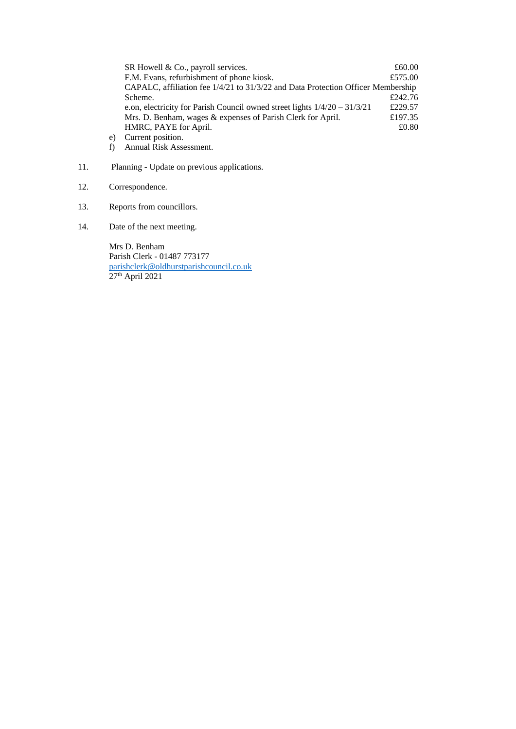| | |
|---|---|
| SR Howell & Co., payroll services. | £60.00 |
| F.M. Evans, refurbishment of phone kiosk. | £575.00 |
| CAPALC, affiliation fee 1/4/21 to 31/3/22 and Data Protection Officer Membership Scheme. | £242.76 |
| e.on, electricity for Parish Council owned street lights 1/4/20 – 31/3/21 | £229.57 |
| Mrs. D. Benham, wages & expenses of Parish Clerk for April. | £197.35 |
| HMRC, PAYE for April. | £0.80 |

e) Current position.

f) Annual Risk Assessment.

11. Planning - Update on previous applications.

12. Correspondence.

13. Reports from councillors.

14. Date of the next meeting.

Mrs D. Benham
Parish Clerk - 01487 773177
parishclerk@oldhurstparishcouncil.co.uk
27th April 2021